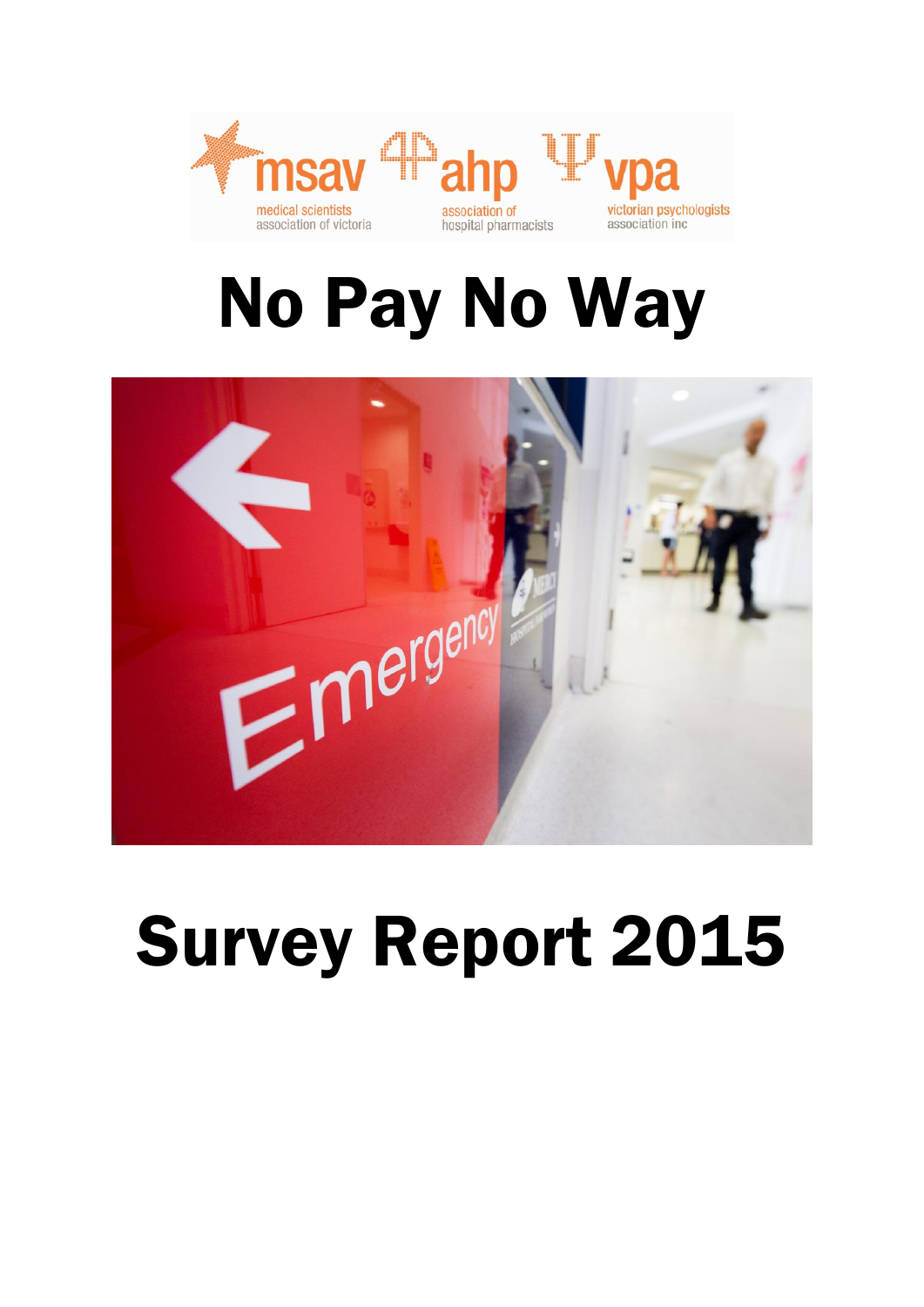msav medical scientists association of victoria

ahp association of hospital pharmacists

vpa victorian psychologists association inc

# No Pay No Way

# Survey Report 2015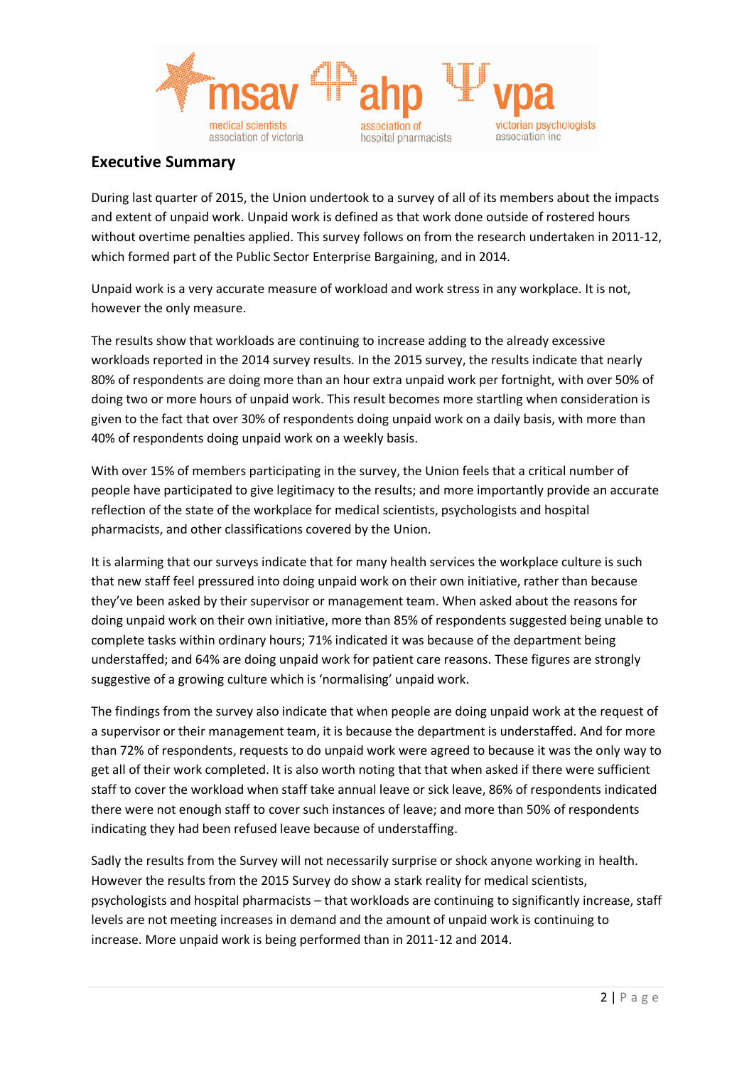## Executive Summary

During last quarter of 2015, the Union undertook to a survey of all of its members about the impacts and extent of unpaid work. Unpaid work is defined as that work done outside of rostered hours without overtime penalties applied. This survey follows on from the research undertaken in 2011-12, which formed part of the Public Sector Enterprise Bargaining, and in 2014.

Unpaid work is a very accurate measure of workload and work stress in any workplace. It is not, however the only measure.

The results show that workloads are continuing to increase adding to the already excessive workloads reported in the 2014 survey results. In the 2015 survey, the results indicate that nearly 80% of respondents are doing more than an hour extra unpaid work per fortnight, with over 50% of doing two or more hours of unpaid work. This result becomes more startling when consideration is given to the fact that over 30% of respondents doing unpaid work on a daily basis, with more than 40% of respondents doing unpaid work on a weekly basis.

With over 15% of members participating in the survey, the Union feels that a critical number of people have participated to give legitimacy to the results; and more importantly provide an accurate reflection of the state of the workplace for medical scientists, psychologists and hospital pharmacists, and other classifications covered by the Union.

It is alarming that our surveys indicate that for many health services the workplace culture is such that new staff feel pressured into doing unpaid work on their own initiative, rather than because they've been asked by their supervisor or management team. When asked about the reasons for doing unpaid work on their own initiative, more than 85% of respondents suggested being unable to complete tasks within ordinary hours; 71% indicated it was because of the department being understaffed; and 64% are doing unpaid work for patient care reasons. These figures are strongly suggestive of a growing culture which is 'normalising' unpaid work.

The findings from the survey also indicate that when people are doing unpaid work at the request of a supervisor or their management team, it is because the department is understaffed. And for more than 72% of respondents, requests to do unpaid work were agreed to because it was the only way to get all of their work completed. It is also worth noting that that when asked if there were sufficient staff to cover the workload when staff take annual leave or sick leave, 86% of respondents indicated there were not enough staff to cover such instances of leave; and more than 50% of respondents indicating they had been refused leave because of understaffing.

Sadly the results from the Survey will not necessarily surprise or shock anyone working in health. However the results from the 2015 Survey do show a stark reality for medical scientists, psychologists and hospital pharmacists – that workloads are continuing to significantly increase, staff levels are not meeting increases in demand and the amount of unpaid work is continuing to increase. More unpaid work is being performed than in 2011-12 and 2014.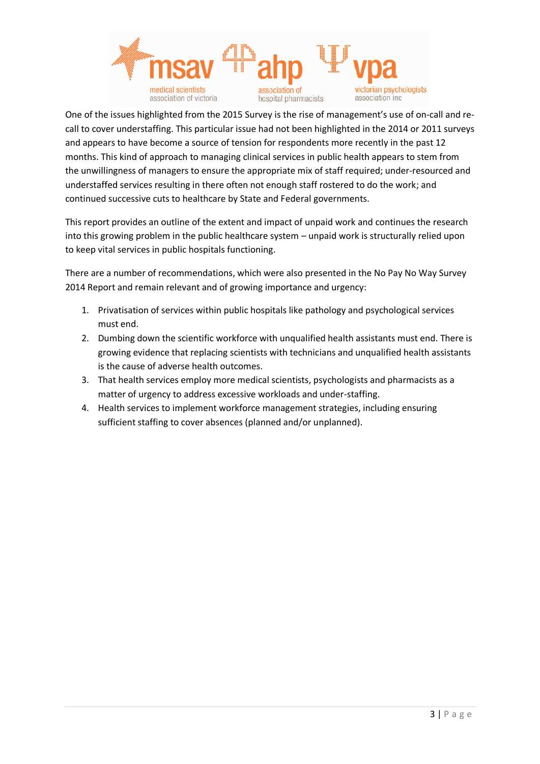One of the issues highlighted from the 2015 Survey is the rise of management's use of on-call and re-call to cover understaffing. This particular issue had not been highlighted in the 2014 or 2011 surveys and appears to have become a source of tension for respondents more recently in the past 12 months. This kind of approach to managing clinical services in public health appears to stem from the unwillingness of managers to ensure the appropriate mix of staff required; under-resourced and understaffed services resulting in there often not enough staff rostered to do the work; and continued successive cuts to healthcare by State and Federal governments.

This report provides an outline of the extent and impact of unpaid work and continues the research into this growing problem in the public healthcare system – unpaid work is structurally relied upon to keep vital services in public hospitals functioning.

There are a number of recommendations, which were also presented in the No Pay No Way Survey 2014 Report and remain relevant and of growing importance and urgency:

1. Privatisation of services within public hospitals like pathology and psychological services must end.
2. Dumbing down the scientific workforce with unqualified health assistants must end. There is growing evidence that replacing scientists with technicians and unqualified health assistants is the cause of adverse health outcomes.
3. That health services employ more medical scientists, psychologists and pharmacists as a matter of urgency to address excessive workloads and under-staffing.
4. Health services to implement workforce management strategies, including ensuring sufficient staffing to cover absences (planned and/or unplanned).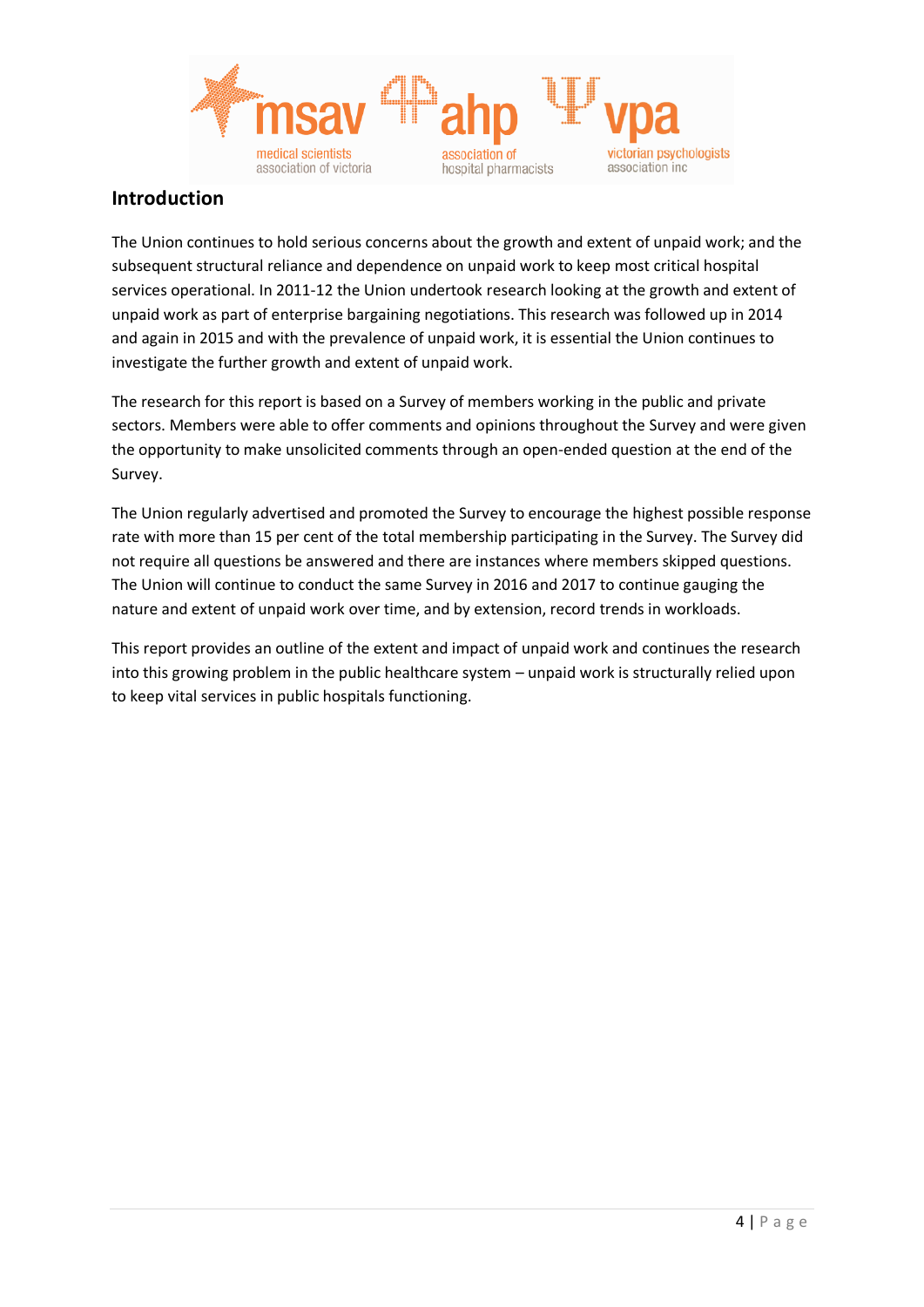## Introduction

The Union continues to hold serious concerns about the growth and extent of unpaid work; and the subsequent structural reliance and dependence on unpaid work to keep most critical hospital services operational. In 2011-12 the Union undertook research looking at the growth and extent of unpaid work as part of enterprise bargaining negotiations. This research was followed up in 2014 and again in 2015 and with the prevalence of unpaid work, it is essential the Union continues to investigate the further growth and extent of unpaid work.

The research for this report is based on a Survey of members working in the public and private sectors. Members were able to offer comments and opinions throughout the Survey and were given the opportunity to make unsolicited comments through an open-ended question at the end of the Survey.

The Union regularly advertised and promoted the Survey to encourage the highest possible response rate with more than 15 per cent of the total membership participating in the Survey. The Survey did not require all questions be answered and there are instances where members skipped questions. The Union will continue to conduct the same Survey in 2016 and 2017 to continue gauging the nature and extent of unpaid work over time, and by extension, record trends in workloads.

This report provides an outline of the extent and impact of unpaid work and continues the research into this growing problem in the public healthcare system – unpaid work is structurally relied upon to keep vital services in public hospitals functioning.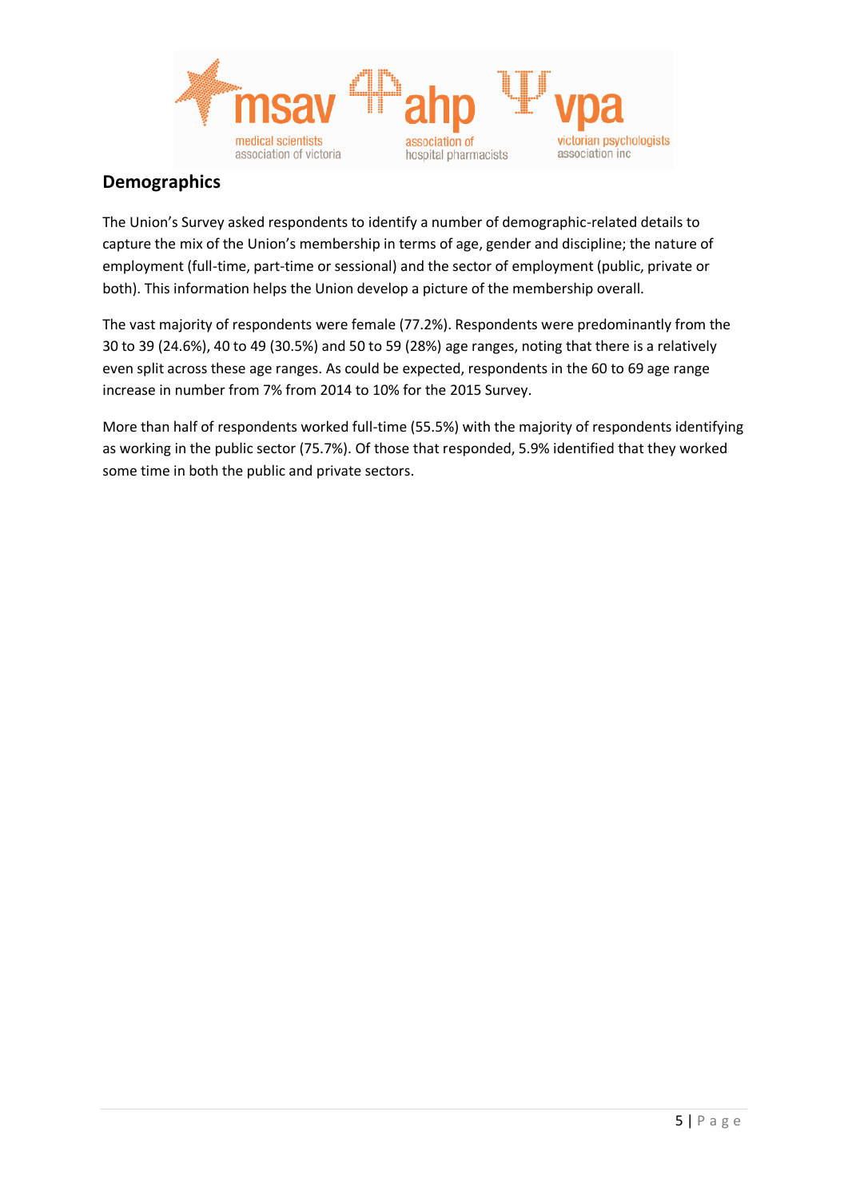## Demographics

The Union's Survey asked respondents to identify a number of demographic-related details to capture the mix of the Union's membership in terms of age, gender and discipline; the nature of employment (full-time, part-time or sessional) and the sector of employment (public, private or both). This information helps the Union develop a picture of the membership overall.

The vast majority of respondents were female (77.2%). Respondents were predominantly from the 30 to 39 (24.6%), 40 to 49 (30.5%) and 50 to 59 (28%) age ranges, noting that there is a relatively even split across these age ranges. As could be expected, respondents in the 60 to 69 age range increase in number from 7% from 2014 to 10% for the 2015 Survey.

More than half of respondents worked full-time (55.5%) with the majority of respondents identifying as working in the public sector (75.7%). Of those that responded, 5.9% identified that they worked some time in both the public and private sectors.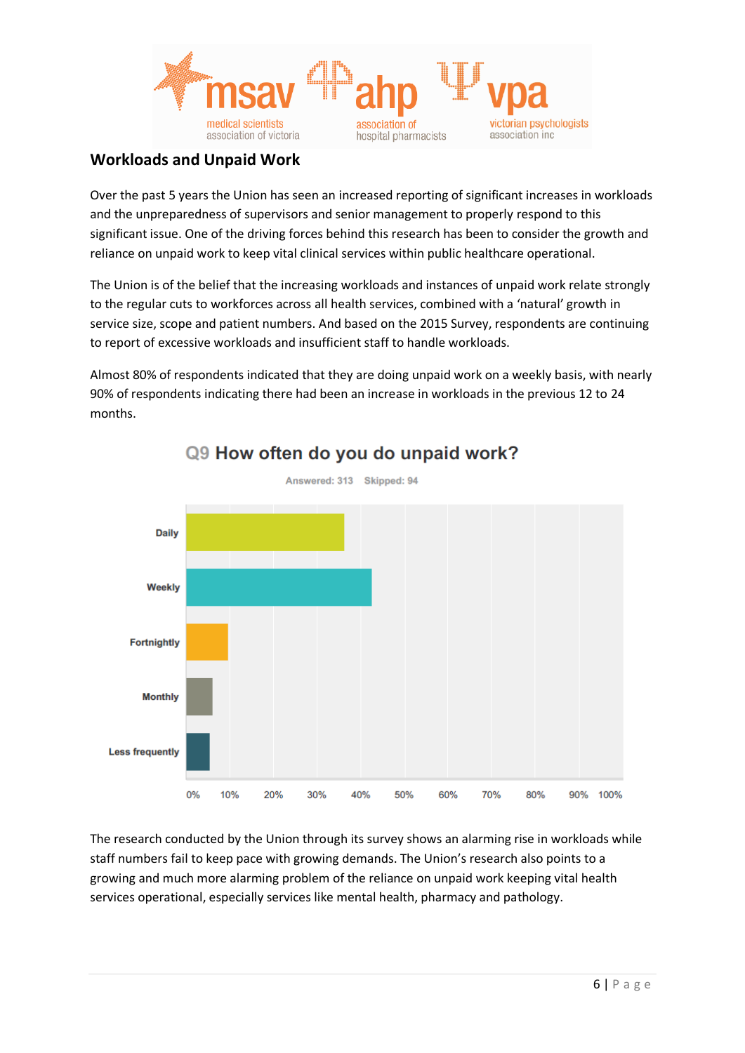## Workloads and Unpaid Work

Over the past 5 years the Union has seen an increased reporting of significant increases in workloads and the unpreparedness of supervisors and senior management to properly respond to this significant issue. One of the driving forces behind this research has been to consider the growth and reliance on unpaid work to keep vital clinical services within public healthcare operational.

The Union is of the belief that the increasing workloads and instances of unpaid work relate strongly to the regular cuts to workforces across all health services, combined with a 'natural' growth in service size, scope and patient numbers. And based on the 2015 Survey, respondents are continuing to report of excessive workloads and insufficient staff to handle workloads.

Almost 80% of respondents indicated that they are doing unpaid work on a weekly basis, with nearly 90% of respondents indicating there had been an increase in workloads in the previous 12 to 24 months.

**Q9 How often do you do unpaid work?**

Answered: 313 Skipped: 94

Daily

Weekly

Fortnightly

Monthly

Less frequently

0% 10% 20% 30% 40% 50% 60% 70% 80% 90% 100%

The research conducted by the Union through its survey shows an alarming rise in workloads while staff numbers fail to keep pace with growing demands. The Union's research also points to a growing and much more alarming problem of the reliance on unpaid work keeping vital health services operational, especially services like mental health, pharmacy and pathology.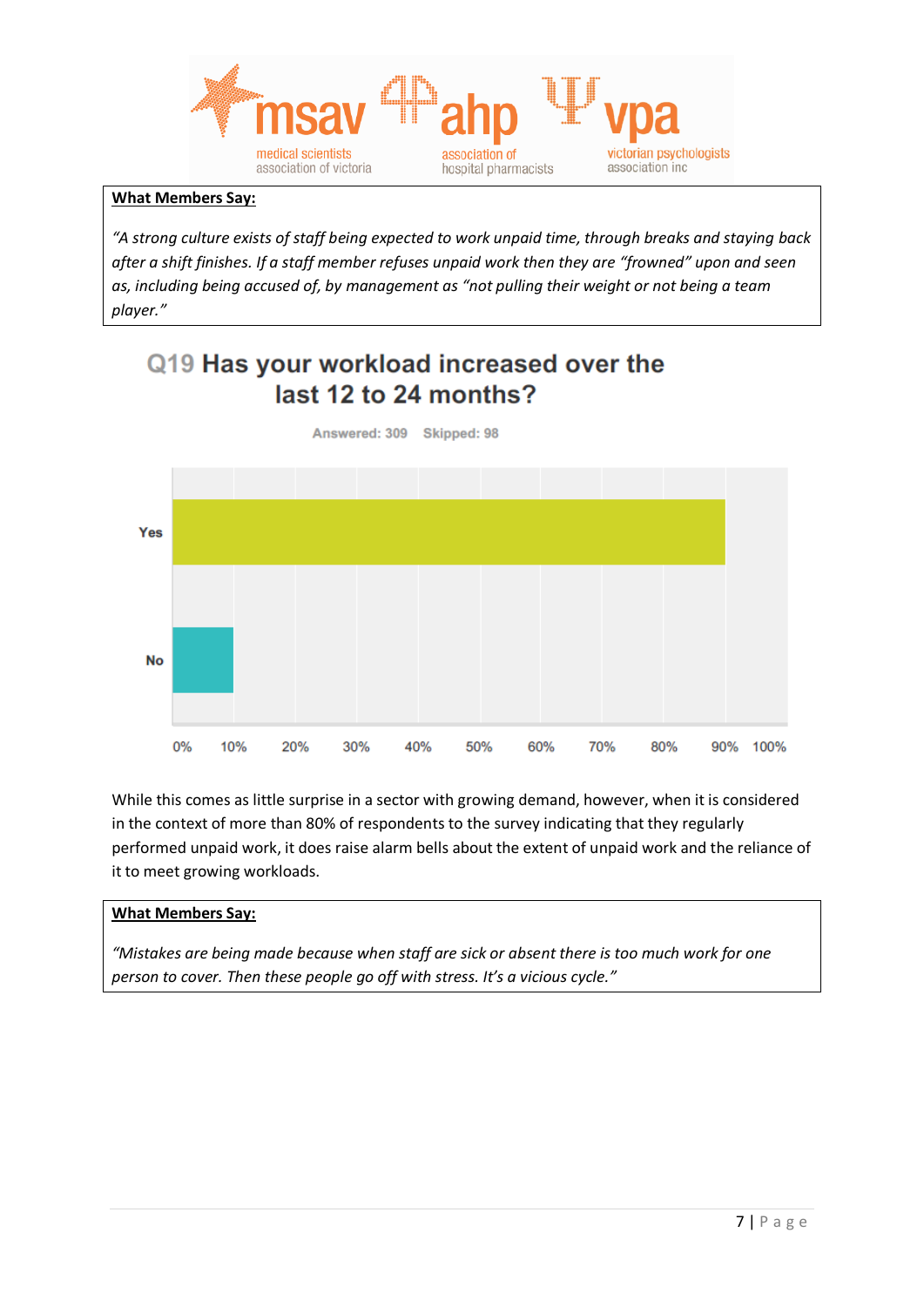**What Members Say:**

*"A strong culture exists of staff being expected to work unpaid time, through breaks and staying back after a shift finishes. If a staff member refuses unpaid work then they are "frowned" upon and seen as, including being accused of, by management as "not pulling their weight or not being a team player."*

## Q19 Has your workload increased over the last 12 to 24 months?

Answered: 309 Skipped: 98

| Answer | Approx. % |
|---|---|
| Yes | ~90% |
| No | ~10% |

While this comes as little surprise in a sector with growing demand, however, when it is considered in the context of more than 80% of respondents to the survey indicating that they regularly performed unpaid work, it does raise alarm bells about the extent of unpaid work and the reliance of it to meet growing workloads.

**What Members Say:**

*"Mistakes are being made because when staff are sick or absent there is too much work for one person to cover. Then these people go off with stress. It's a vicious cycle."*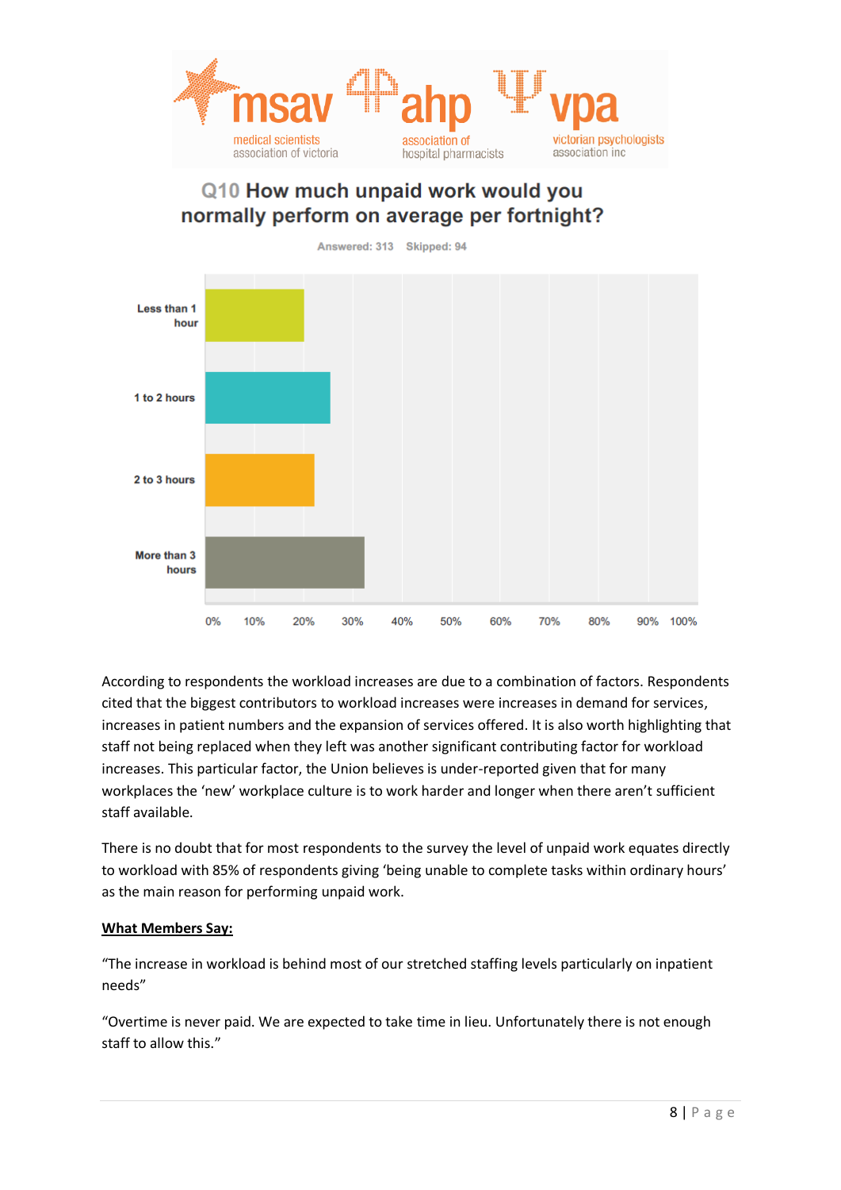**Q10 How much unpaid work would you normally perform on average per fortnight?**

Answered: 313 Skipped: 94

| Response | Approx. % |
|---|---|
| Less than 1 hour | ~20% |
| 1 to 2 hours | ~25% |
| 2 to 3 hours | ~22% |
| More than 3 hours | ~32% |

According to respondents the workload increases are due to a combination of factors. Respondents cited that the biggest contributors to workload increases were increases in demand for services, increases in patient numbers and the expansion of services offered. It is also worth highlighting that staff not being replaced when they left was another significant contributing factor for workload increases. This particular factor, the Union believes is under-reported given that for many workplaces the 'new' workplace culture is to work harder and longer when there aren't sufficient staff available.

There is no doubt that for most respondents to the survey the level of unpaid work equates directly to workload with 85% of respondents giving 'being unable to complete tasks within ordinary hours' as the main reason for performing unpaid work.

**What Members Say:**

"The increase in workload is behind most of our stretched staffing levels particularly on inpatient needs"

"Overtime is never paid. We are expected to take time in lieu. Unfortunately there is not enough staff to allow this."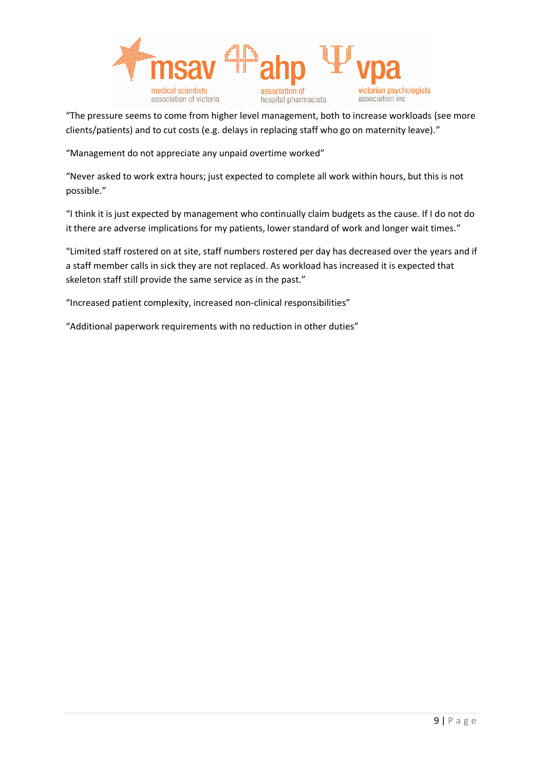"The pressure seems to come from higher level management, both to increase workloads (see more clients/patients) and to cut costs (e.g. delays in replacing staff who go on maternity leave)."

"Management do not appreciate any unpaid overtime worked"

"Never asked to work extra hours; just expected to complete all work within hours, but this is not possible."

"I think it is just expected by management who continually claim budgets as the cause. If I do not do it there are adverse implications for my patients, lower standard of work and longer wait times."

"Limited staff rostered on at site, staff numbers rostered per day has decreased over the years and if a staff member calls in sick they are not replaced. As workload has increased it is expected that skeleton staff still provide the same service as in the past."

"Increased patient complexity, increased non-clinical responsibilities"

"Additional paperwork requirements with no reduction in other duties"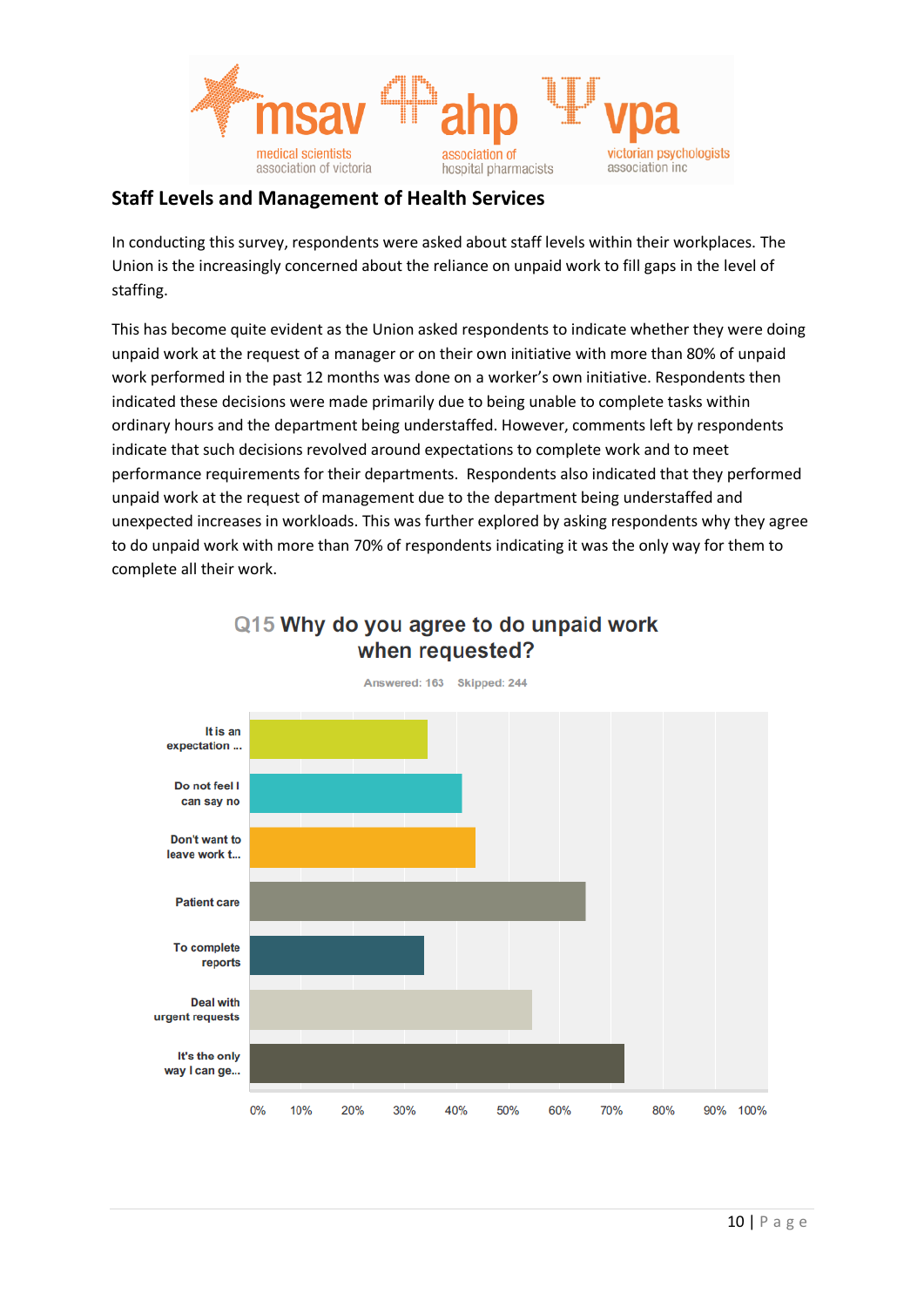## Staff Levels and Management of Health Services

In conducting this survey, respondents were asked about staff levels within their workplaces. The Union is the increasingly concerned about the reliance on unpaid work to fill gaps in the level of staffing.

This has become quite evident as the Union asked respondents to indicate whether they were doing unpaid work at the request of a manager or on their own initiative with more than 80% of unpaid work performed in the past 12 months was done on a worker's own initiative. Respondents then indicated these decisions were made primarily due to being unable to complete tasks within ordinary hours and the department being understaffed. However, comments left by respondents indicate that such decisions revolved around expectations to complete work and to meet performance requirements for their departments. Respondents also indicated that they performed unpaid work at the request of management due to the department being understaffed and unexpected increases in workloads. This was further explored by asking respondents why they agree to do unpaid work with more than 70% of respondents indicating it was the only way for them to complete all their work.

**Q15 Why do you agree to do unpaid work when requested?**

Answered: 163 Skipped: 244

| Response | Approx. % |
| --- | --- |
| It is an expectation ... | ~34% |
| Do not feel I can say no | ~41% |
| Don't want to leave work t... | ~44% |
| Patient care | ~65% |
| To complete reports | ~34% |
| Deal with urgent requests | ~55% |
| It's the only way I can ge... | ~72% |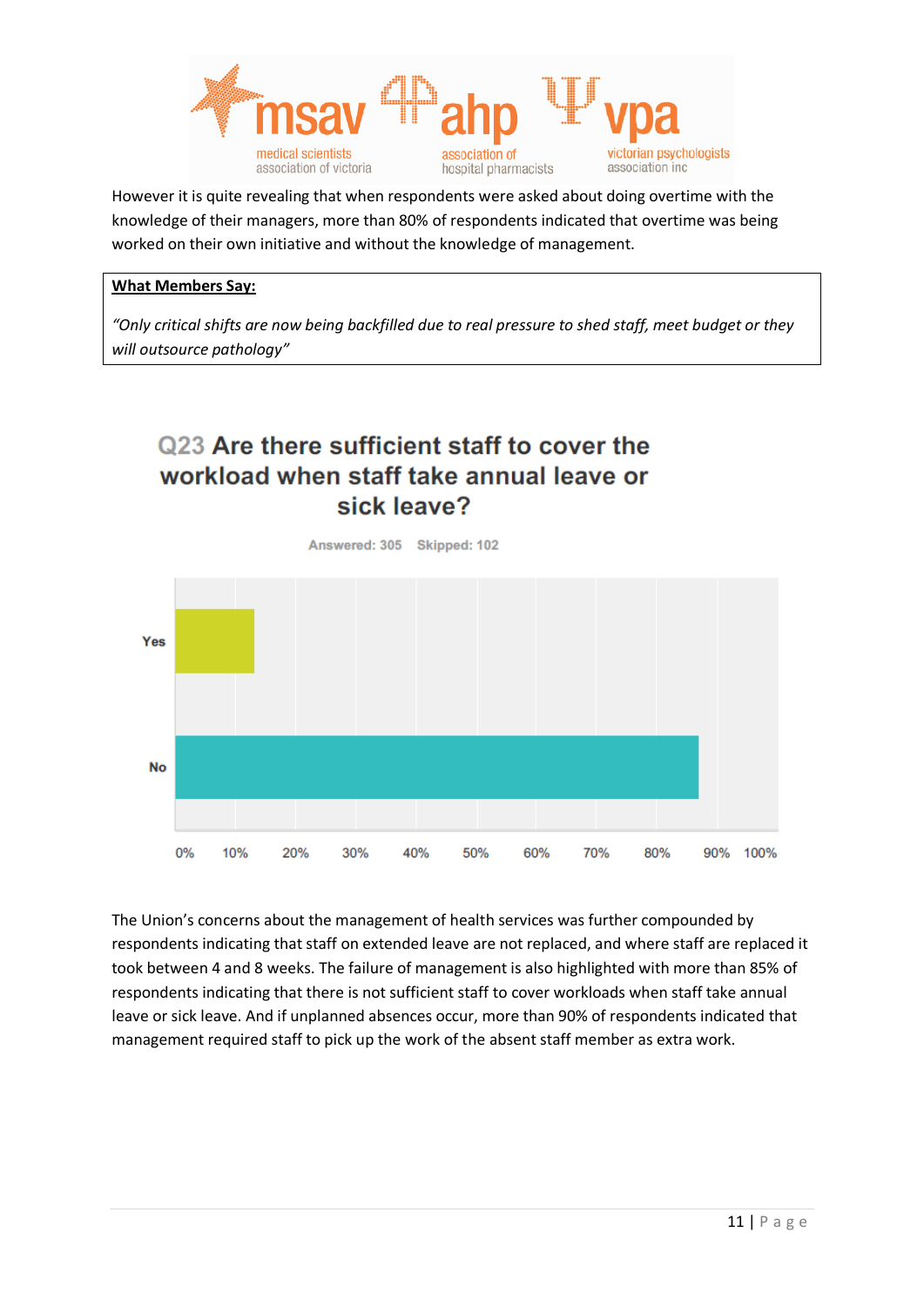However it is quite revealing that when respondents were asked about doing overtime with the knowledge of their managers, more than 80% of respondents indicated that overtime was being worked on their own initiative and without the knowledge of management.

**What Members Say:**

*"Only critical shifts are now being backfilled due to real pressure to shed staff, meet budget or they will outsource pathology"*

## Q23 Are there sufficient staff to cover the workload when staff take annual leave or sick leave?

Answered: 305 Skipped: 102

| Response | Approx. % |
|---|---|
| Yes | ~13% |
| No | ~87% |

The Union's concerns about the management of health services was further compounded by respondents indicating that staff on extended leave are not replaced, and where staff are replaced it took between 4 and 8 weeks. The failure of management is also highlighted with more than 85% of respondents indicating that there is not sufficient staff to cover workloads when staff take annual leave or sick leave. And if unplanned absences occur, more than 90% of respondents indicated that management required staff to pick up the work of the absent staff member as extra work.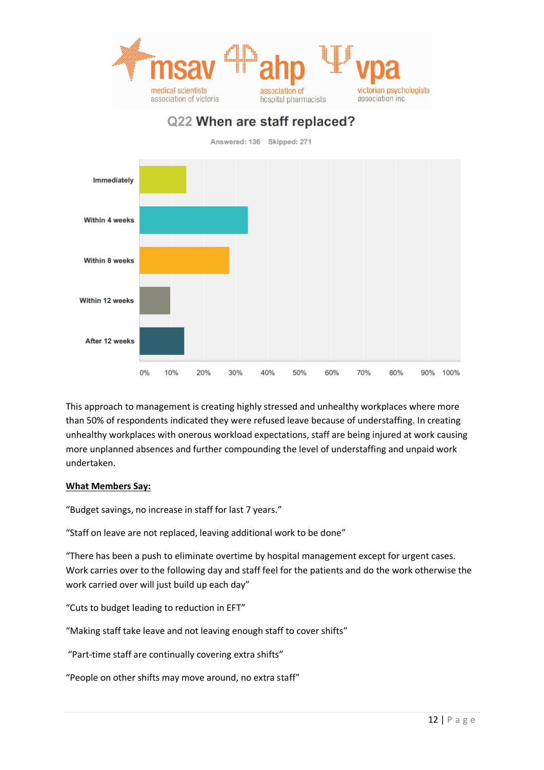## Q22 When are staff replaced?

Answered: 136 Skipped: 271

| Response | Approx. % |
|---|---|
| Immediately | ~15% |
| Within 4 weeks | ~34% |
| Within 8 weeks | ~28% |
| Within 12 weeks | ~10% |
| After 12 weeks | ~14% |

This approach to management is creating highly stressed and unhealthy workplaces where more than 50% of respondents indicated they were refused leave because of understaffing. In creating unhealthy workplaces with onerous workload expectations, staff are being injured at work causing more unplanned absences and further compounding the level of understaffing and unpaid work undertaken.

**What Members Say:**

"Budget savings, no increase in staff for last 7 years."

"Staff on leave are not replaced, leaving additional work to be done"

"There has been a push to eliminate overtime by hospital management except for urgent cases. Work carries over to the following day and staff feel for the patients and do the work otherwise the work carried over will just build up each day"

"Cuts to budget leading to reduction in EFT"

"Making staff take leave and not leaving enough staff to cover shifts"

"Part-time staff are continually covering extra shifts"

"People on other shifts may move around, no extra staff"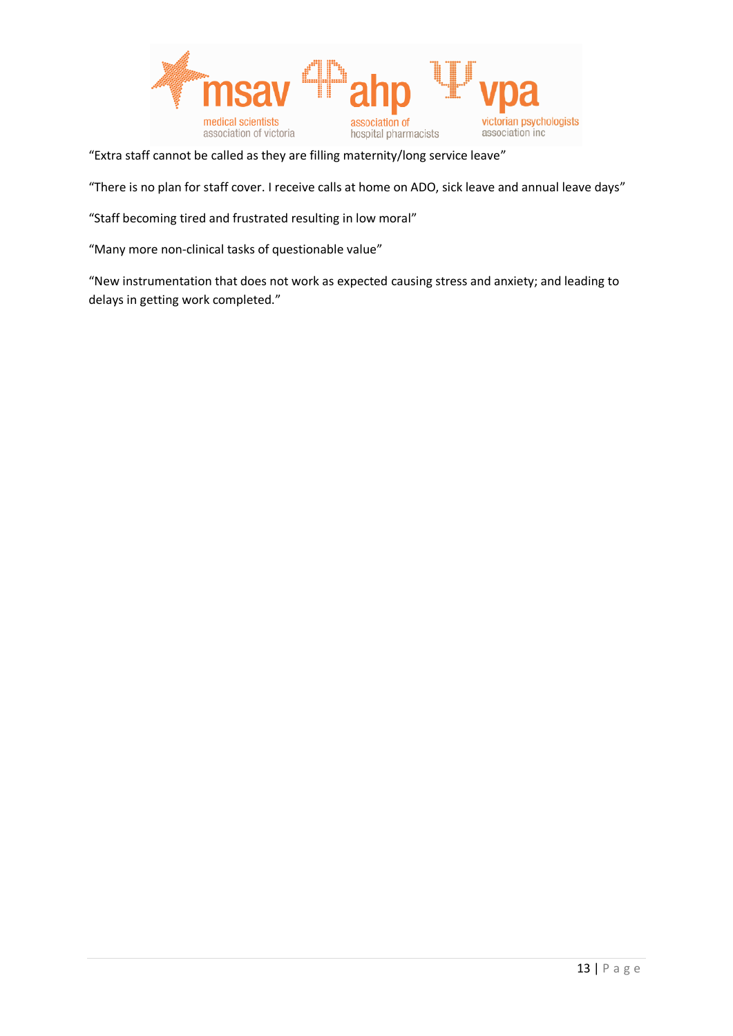"Extra staff cannot be called as they are filling maternity/long service leave"

"There is no plan for staff cover. I receive calls at home on ADO, sick leave and annual leave days"

"Staff becoming tired and frustrated resulting in low moral"

"Many more non-clinical tasks of questionable value"

"New instrumentation that does not work as expected causing stress and anxiety; and leading to delays in getting work completed."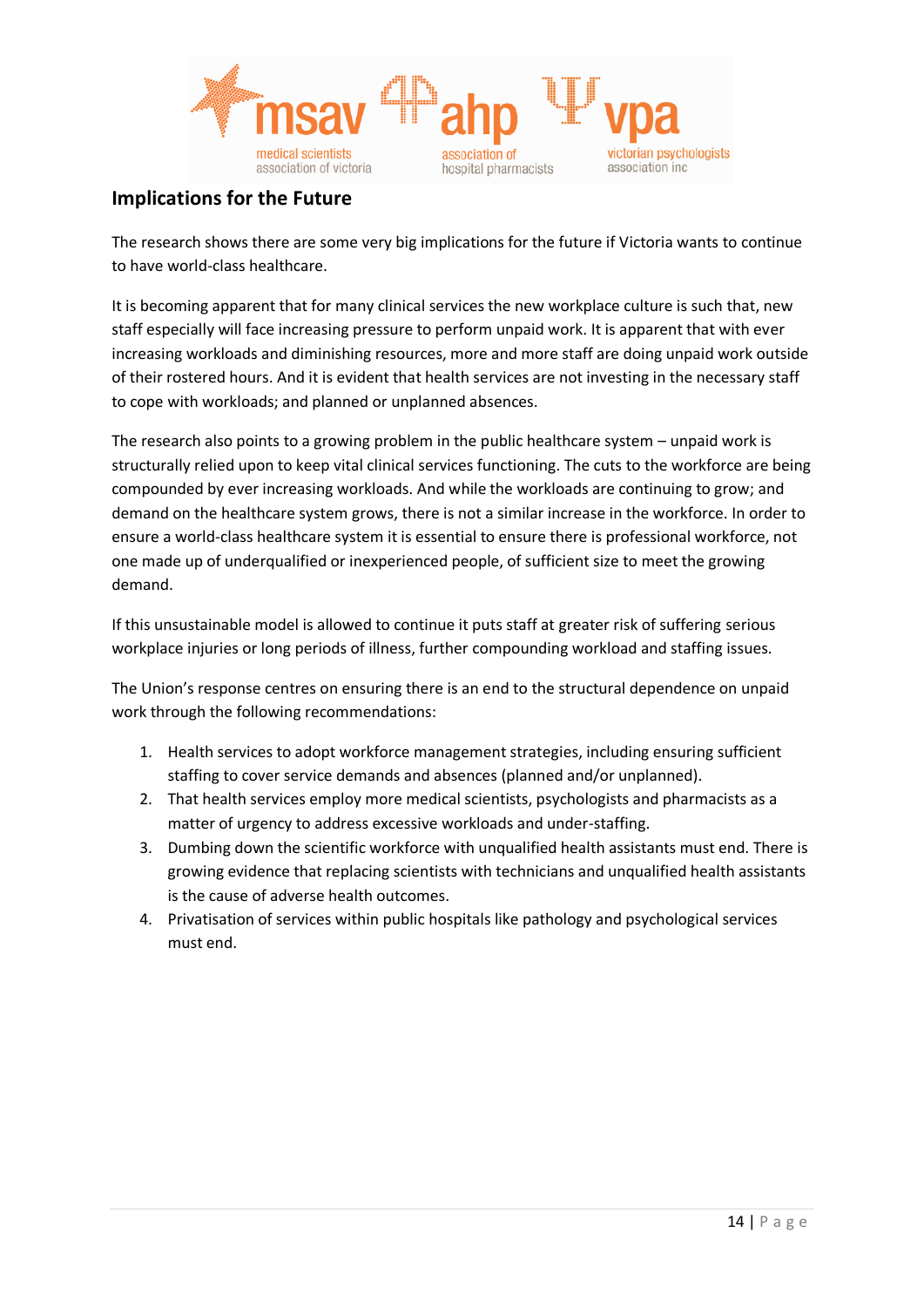## Implications for the Future

The research shows there are some very big implications for the future if Victoria wants to continue to have world-class healthcare.

It is becoming apparent that for many clinical services the new workplace culture is such that, new staff especially will face increasing pressure to perform unpaid work. It is apparent that with ever increasing workloads and diminishing resources, more and more staff are doing unpaid work outside of their rostered hours. And it is evident that health services are not investing in the necessary staff to cope with workloads; and planned or unplanned absences.

The research also points to a growing problem in the public healthcare system – unpaid work is structurally relied upon to keep vital clinical services functioning. The cuts to the workforce are being compounded by ever increasing workloads. And while the workloads are continuing to grow; and demand on the healthcare system grows, there is not a similar increase in the workforce. In order to ensure a world-class healthcare system it is essential to ensure there is professional workforce, not one made up of underqualified or inexperienced people, of sufficient size to meet the growing demand.

If this unsustainable model is allowed to continue it puts staff at greater risk of suffering serious workplace injuries or long periods of illness, further compounding workload and staffing issues.

The Union's response centres on ensuring there is an end to the structural dependence on unpaid work through the following recommendations:

1. Health services to adopt workforce management strategies, including ensuring sufficient staffing to cover service demands and absences (planned and/or unplanned).
2. That health services employ more medical scientists, psychologists and pharmacists as a matter of urgency to address excessive workloads and under-staffing.
3. Dumbing down the scientific workforce with unqualified health assistants must end. There is growing evidence that replacing scientists with technicians and unqualified health assistants is the cause of adverse health outcomes.
4. Privatisation of services within public hospitals like pathology and psychological services must end.